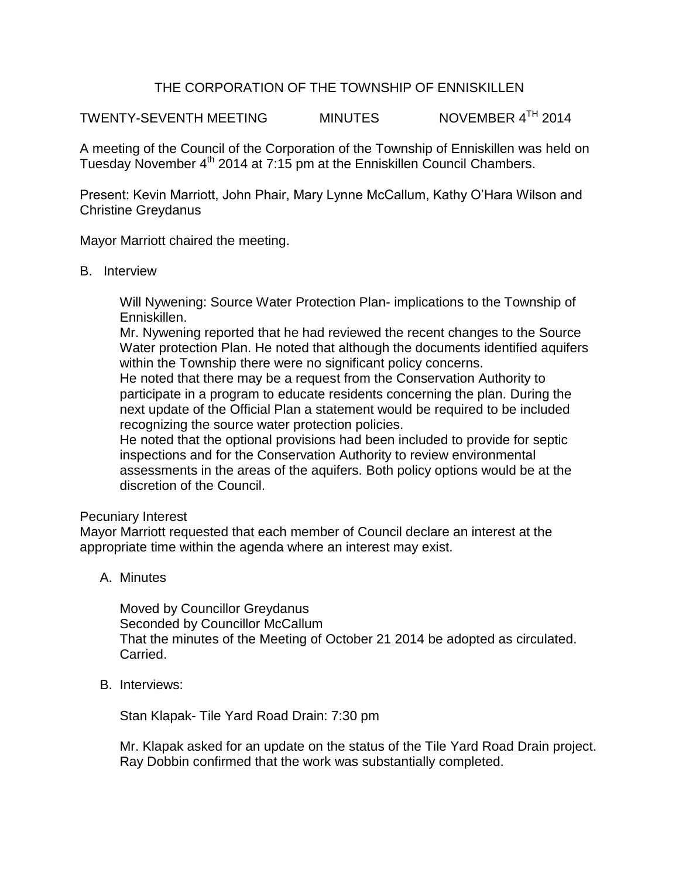# THE CORPORATION OF THE TOWNSHIP OF ENNISKILLEN

TWENTY-SEVENTH MEETING MINUTES NOVEMBER 4TH 2014

A meeting of the Council of the Corporation of the Township of Enniskillen was held on Tuesday November 4th 2014 at 7:15 pm at the Enniskillen Council Chambers.

Present: Kevin Marriott, John Phair, Mary Lynne McCallum, Kathy O'Hara Wilson and Christine Greydanus

Mayor Marriott chaired the meeting.

B. Interview

Will Nywening: Source Water Protection Plan- implications to the Township of Enniskillen.

Mr. Nywening reported that he had reviewed the recent changes to the Source Water protection Plan. He noted that although the documents identified aquifers within the Township there were no significant policy concerns.

He noted that there may be a request from the Conservation Authority to participate in a program to educate residents concerning the plan. During the next update of the Official Plan a statement would be required to be included recognizing the source water protection policies.

He noted that the optional provisions had been included to provide for septic inspections and for the Conservation Authority to review environmental assessments in the areas of the aquifers. Both policy options would be at the discretion of the Council.

Pecuniary Interest

Mayor Marriott requested that each member of Council declare an interest at the appropriate time within the agenda where an interest may exist.

A. Minutes

Moved by Councillor Greydanus
Seconded by Councillor McCallum
That the minutes of the Meeting of October 21 2014 be adopted as circulated.
Carried.

B. Interviews:

Stan Klapak- Tile Yard Road Drain: 7:30 pm

Mr. Klapak asked for an update on the status of the Tile Yard Road Drain project. Ray Dobbin confirmed that the work was substantially completed.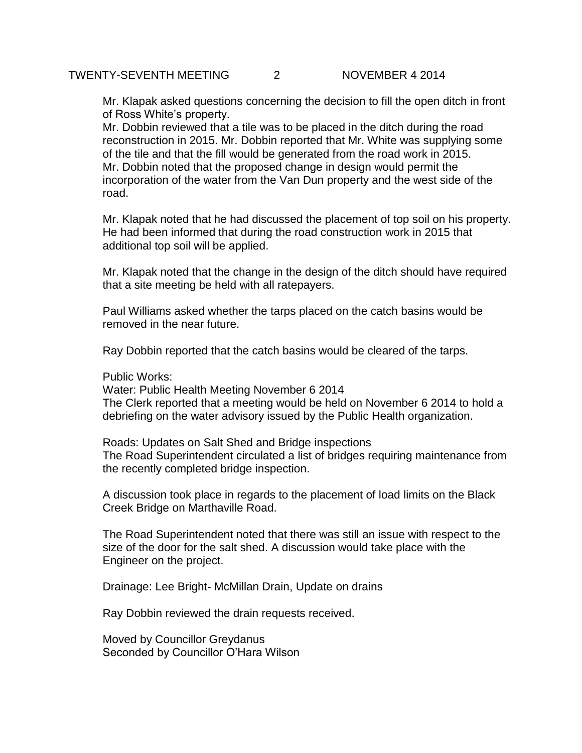Mr. Klapak asked questions concerning the decision to fill the open ditch in front of Ross White's property.
Mr. Dobbin reviewed that a tile was to be placed in the ditch during the road reconstruction in 2015. Mr. Dobbin reported that Mr. White was supplying some of the tile and that the fill would be generated from the road work in 2015. Mr. Dobbin noted that the proposed change in design would permit the incorporation of the water from the Van Dun property and the west side of the road.

Mr. Klapak noted that he had discussed the placement of top soil on his property. He had been informed that during the road construction work in 2015 that additional top soil will be applied.

Mr. Klapak noted that the change in the design of the ditch should have required that a site meeting be held with all ratepayers.

Paul Williams asked whether the tarps placed on the catch basins would be removed in the near future.

Ray Dobbin reported that the catch basins would be cleared of the tarps.

Public Works:
Water: Public Health Meeting November 6 2014
The Clerk reported that a meeting would be held on November 6 2014 to hold a debriefing on the water advisory issued by the Public Health organization.

Roads: Updates on Salt Shed and Bridge inspections
The Road Superintendent circulated a list of bridges requiring maintenance from the recently completed bridge inspection.

A discussion took place in regards to the placement of load limits on the Black Creek Bridge on Marthaville Road.

The Road Superintendent noted that there was still an issue with respect to the size of the door for the salt shed. A discussion would take place with the Engineer on the project.

Drainage: Lee Bright- McMillan Drain, Update on drains

Ray Dobbin reviewed the drain requests received.

Moved by Councillor Greydanus
Seconded by Councillor O'Hara Wilson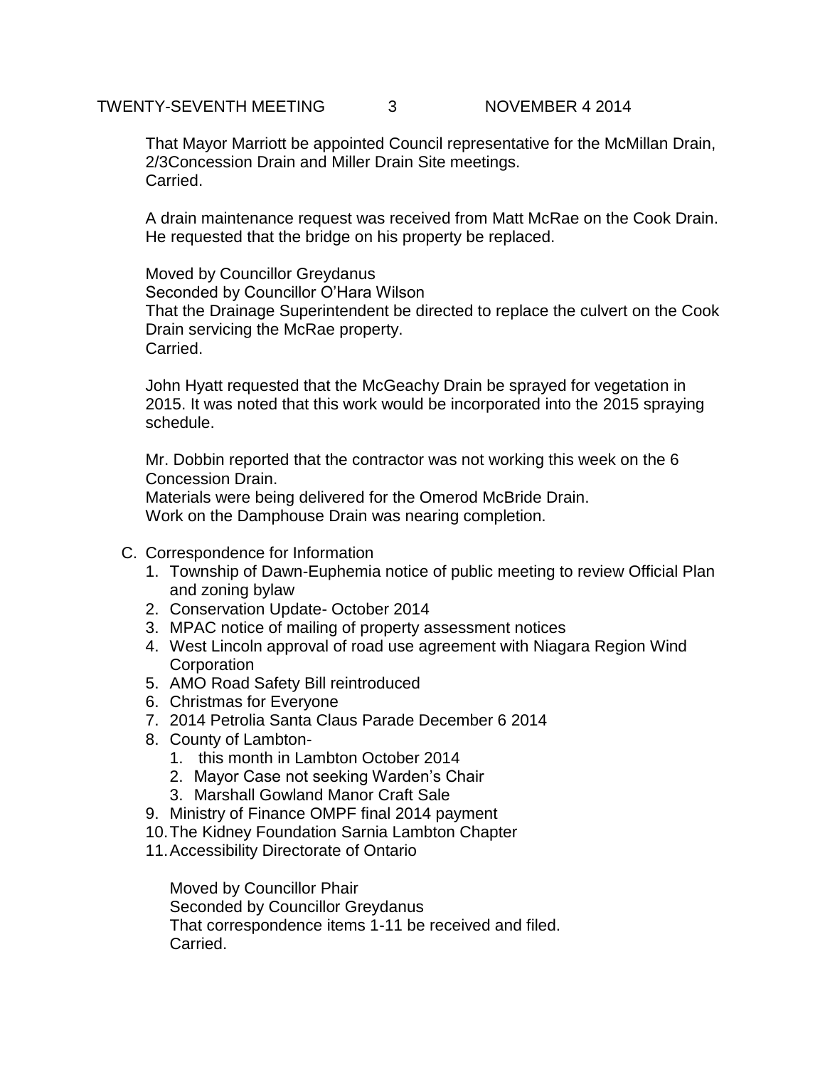That Mayor Marriott be appointed Council representative for the McMillan Drain, 2/3Concession Drain and Miller Drain Site meetings.
Carried.

A drain maintenance request was received from Matt McRae on the Cook Drain. He requested that the bridge on his property be replaced.

Moved by Councillor Greydanus
Seconded by Councillor O'Hara Wilson
That the Drainage Superintendent be directed to replace the culvert on the Cook Drain servicing the McRae property.
Carried.

John Hyatt requested that the McGeachy Drain be sprayed for vegetation in 2015. It was noted that this work would be incorporated into the 2015 spraying schedule.

Mr. Dobbin reported that the contractor was not working this week on the 6 Concession Drain.
Materials were being delivered for the Omerod McBride Drain.
Work on the Damphouse Drain was nearing completion.

C. Correspondence for Information
   1. Township of Dawn-Euphemia notice of public meeting to review Official Plan and zoning bylaw
   2. Conservation Update- October 2014
   3. MPAC notice of mailing of property assessment notices
   4. West Lincoln approval of road use agreement with Niagara Region Wind Corporation
   5. AMO Road Safety Bill reintroduced
   6. Christmas for Everyone
   7. 2014 Petrolia Santa Claus Parade December 6 2014
   8. County of Lambton-
      1. this month in Lambton October 2014
      2. Mayor Case not seeking Warden's Chair
      3. Marshall Gowland Manor Craft Sale
   9. Ministry of Finance OMPF final 2014 payment
   10. The Kidney Foundation Sarnia Lambton Chapter
   11. Accessibility Directorate of Ontario

   Moved by Councillor Phair
   Seconded by Councillor Greydanus
   That correspondence items 1-11 be received and filed.
   Carried.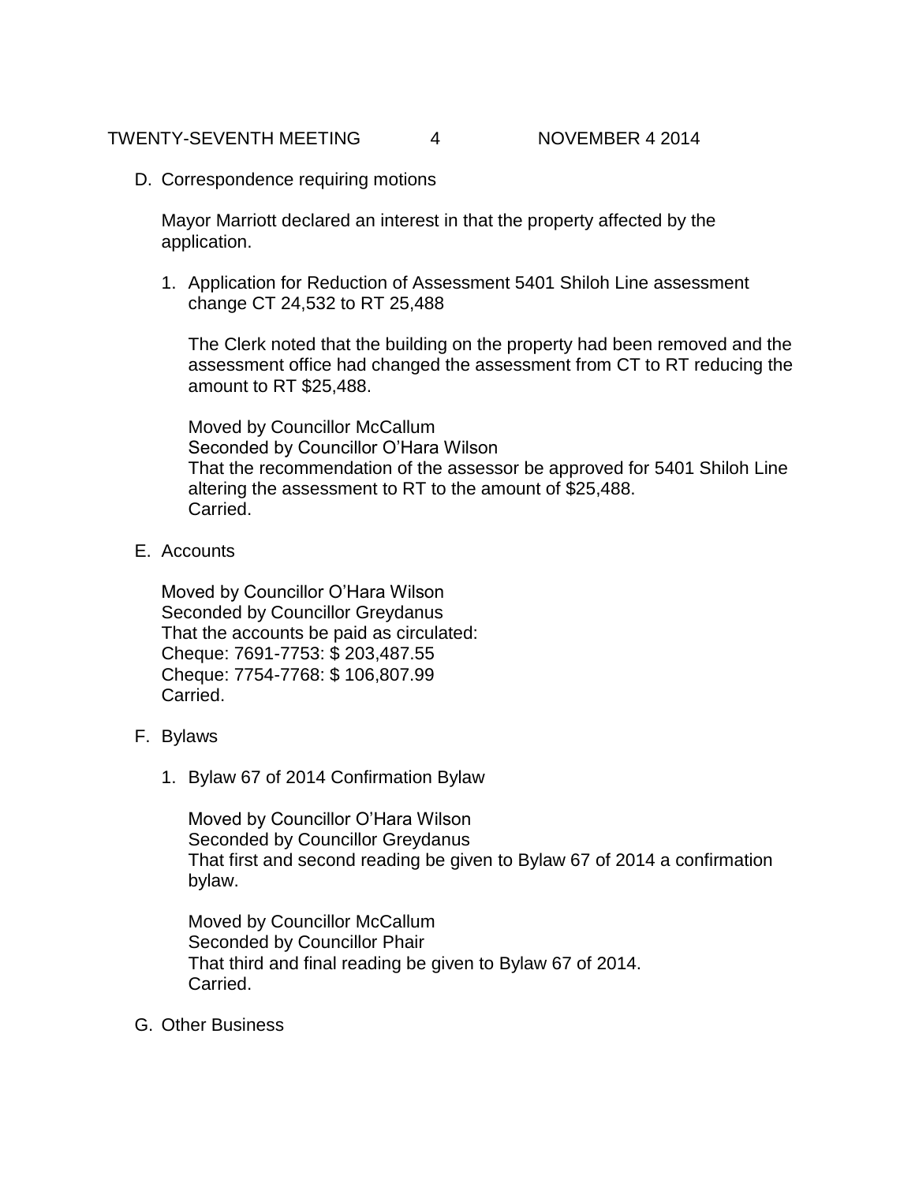D. Correspondence requiring motions

   Mayor Marriott declared an interest in that the property affected by the application.

   1. Application for Reduction of Assessment 5401 Shiloh Line assessment change CT 24,532 to RT 25,488

      The Clerk noted that the building on the property had been removed and the assessment office had changed the assessment from CT to RT reducing the amount to RT $25,488.

      Moved by Councillor McCallum
      Seconded by Councillor O'Hara Wilson
      That the recommendation of the assessor be approved for 5401 Shiloh Line altering the assessment to RT to the amount of $25,488.
      Carried.

E. Accounts

   Moved by Councillor O'Hara Wilson
   Seconded by Councillor Greydanus
   That the accounts be paid as circulated:
   Cheque: 7691-7753: $ 203,487.55
   Cheque: 7754-7768: $ 106,807.99
   Carried.

F. Bylaws

   1. Bylaw 67 of 2014 Confirmation Bylaw

      Moved by Councillor O'Hara Wilson
      Seconded by Councillor Greydanus
      That first and second reading be given to Bylaw 67 of 2014 a confirmation bylaw.

      Moved by Councillor McCallum
      Seconded by Councillor Phair
      That third and final reading be given to Bylaw 67 of 2014.
      Carried.

G. Other Business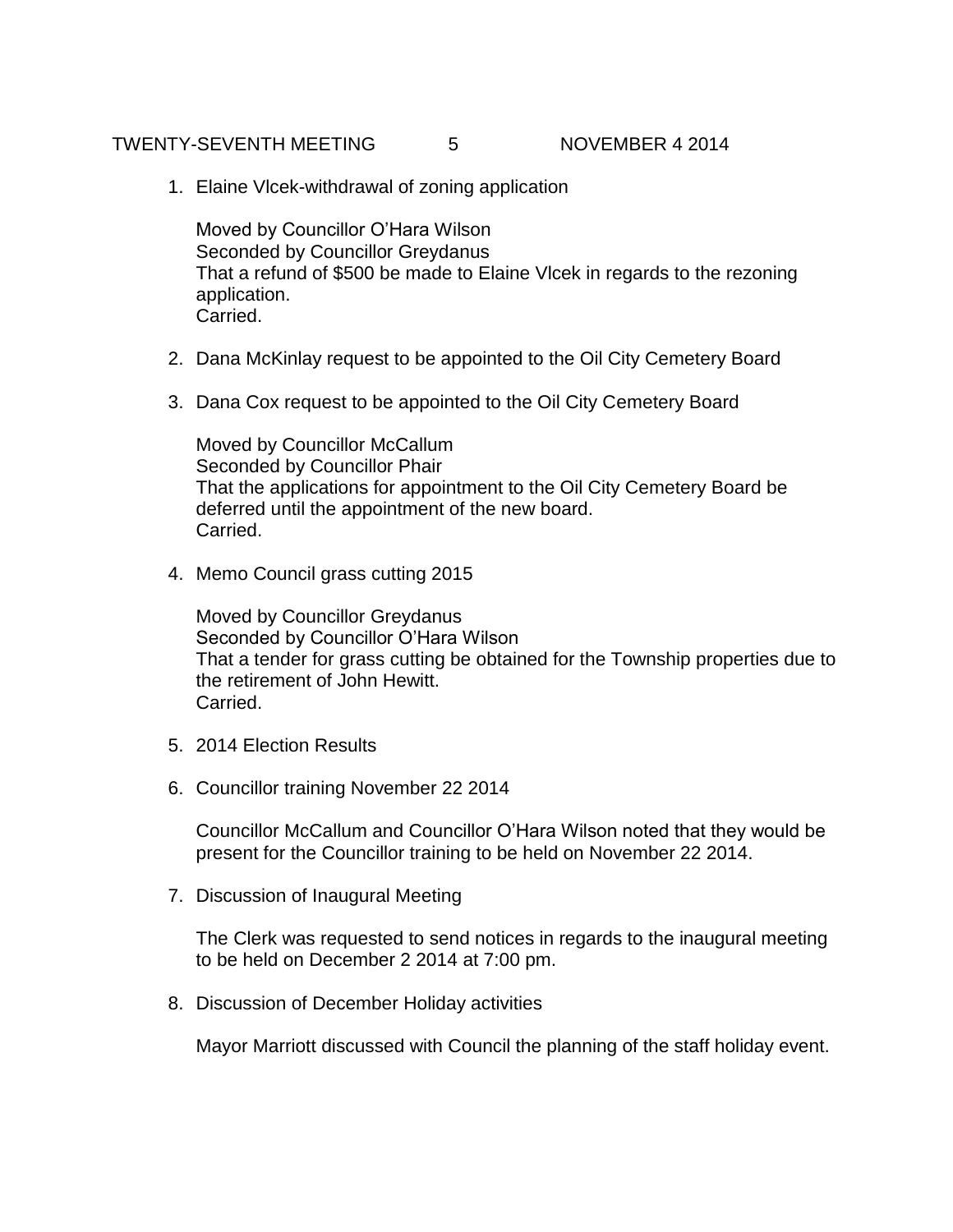1. Elaine Vlcek-withdrawal of zoning application

   Moved by Councillor O'Hara Wilson
   Seconded by Councillor Greydanus
   That a refund of $500 be made to Elaine Vlcek in regards to the rezoning application.
   Carried.

2. Dana McKinlay request to be appointed to the Oil City Cemetery Board

3. Dana Cox request to be appointed to the Oil City Cemetery Board

   Moved by Councillor McCallum
   Seconded by Councillor Phair
   That the applications for appointment to the Oil City Cemetery Board be deferred until the appointment of the new board.
   Carried.

4. Memo Council grass cutting 2015

   Moved by Councillor Greydanus
   Seconded by Councillor O'Hara Wilson
   That a tender for grass cutting be obtained for the Township properties due to the retirement of John Hewitt.
   Carried.

5. 2014 Election Results

6. Councillor training November 22 2014

   Councillor McCallum and Councillor O'Hara Wilson noted that they would be present for the Councillor training to be held on November 22 2014.

7. Discussion of Inaugural Meeting

   The Clerk was requested to send notices in regards to the inaugural meeting to be held on December 2 2014 at 7:00 pm.

8. Discussion of December Holiday activities

   Mayor Marriott discussed with Council the planning of the staff holiday event.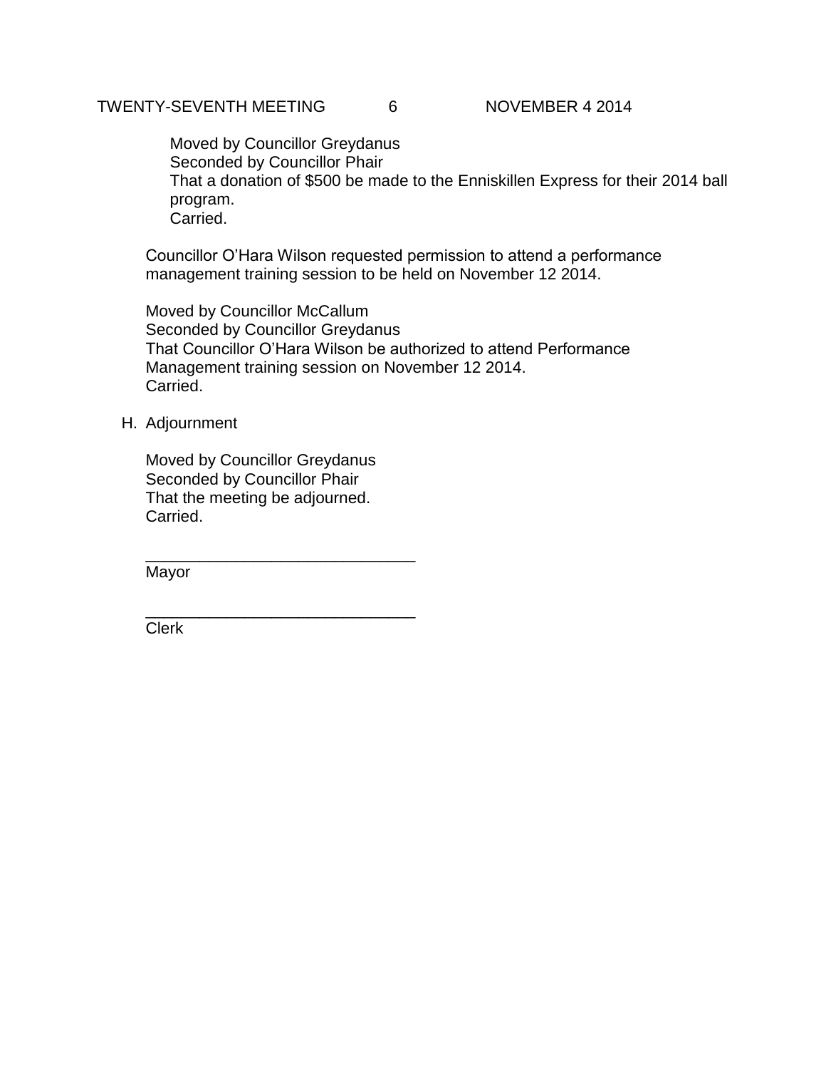Moved by Councillor Greydanus
Seconded by Councillor Phair
That a donation of $500 be made to the Enniskillen Express for their 2014 ball program.
Carried.

Councillor O'Hara Wilson requested permission to attend a performance management training session to be held on November 12 2014.

Moved by Councillor McCallum
Seconded by Councillor Greydanus
That Councillor O'Hara Wilson be authorized to attend Performance Management training session on November 12 2014.
Carried.

H. Adjournment

Moved by Councillor Greydanus
Seconded by Councillor Phair
That the meeting be adjourned.
Carried.

______________________________
Mayor

______________________________
Clerk